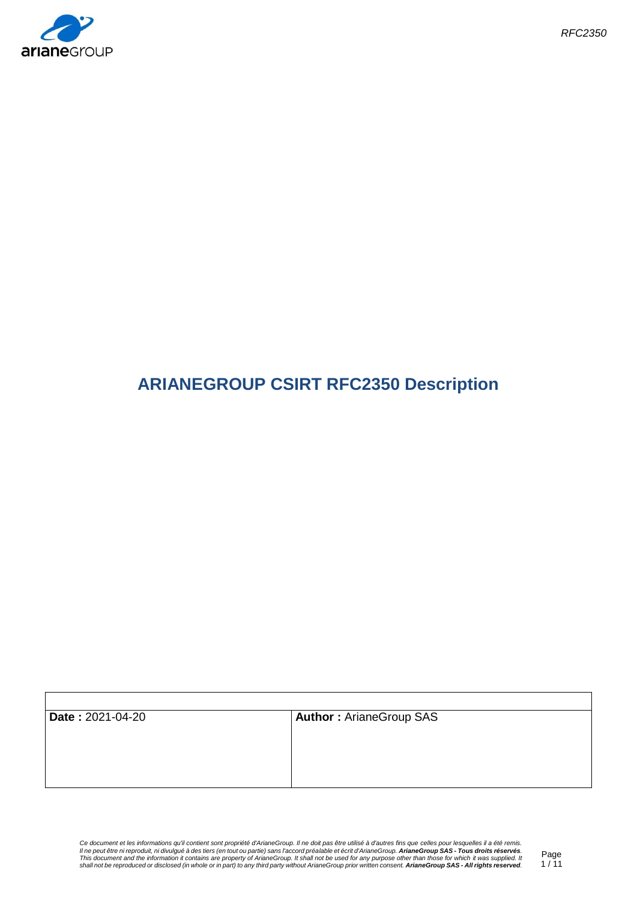# ARIANEGROUP CSIRT RFC2350 Description

| | |
|---|---|
| **Date :** 2021-04-20 | **Author :** ArianeGroup SAS |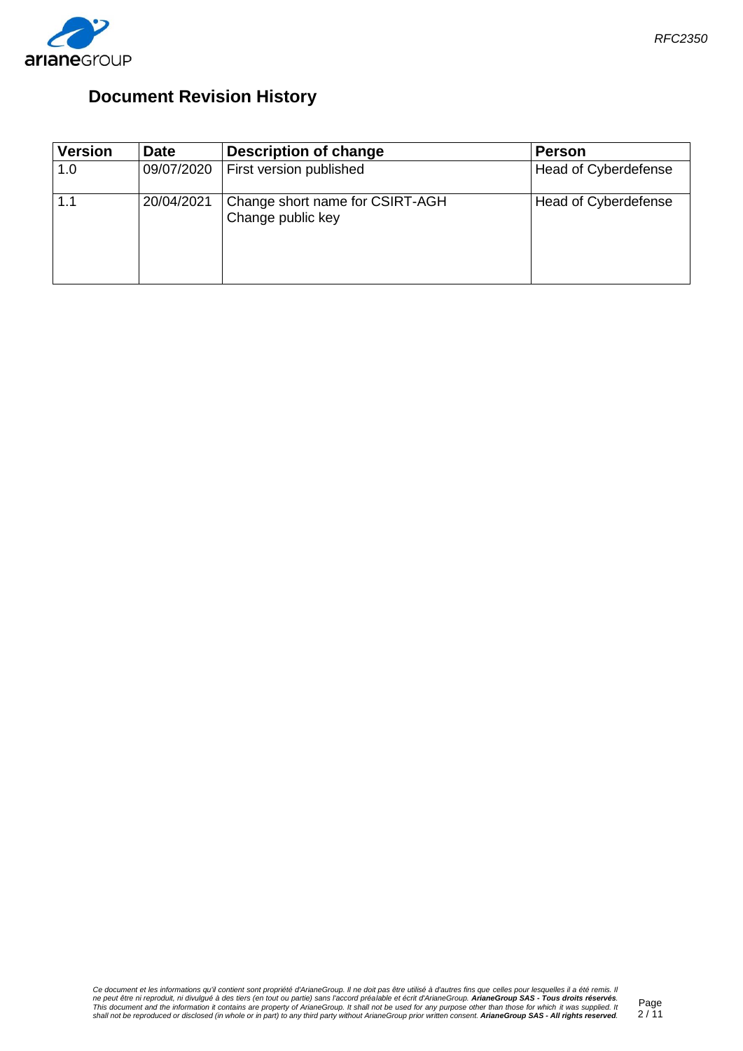## Document Revision History

| Version | Date | Description of change | Person |
|---|---|---|---|
| 1.0 | 09/07/2020 | First version published | Head of Cyberdefense |
| 1.1 | 20/04/2021 | Change short name for CSIRT-AGH<br>Change public key | Head of Cyberdefense |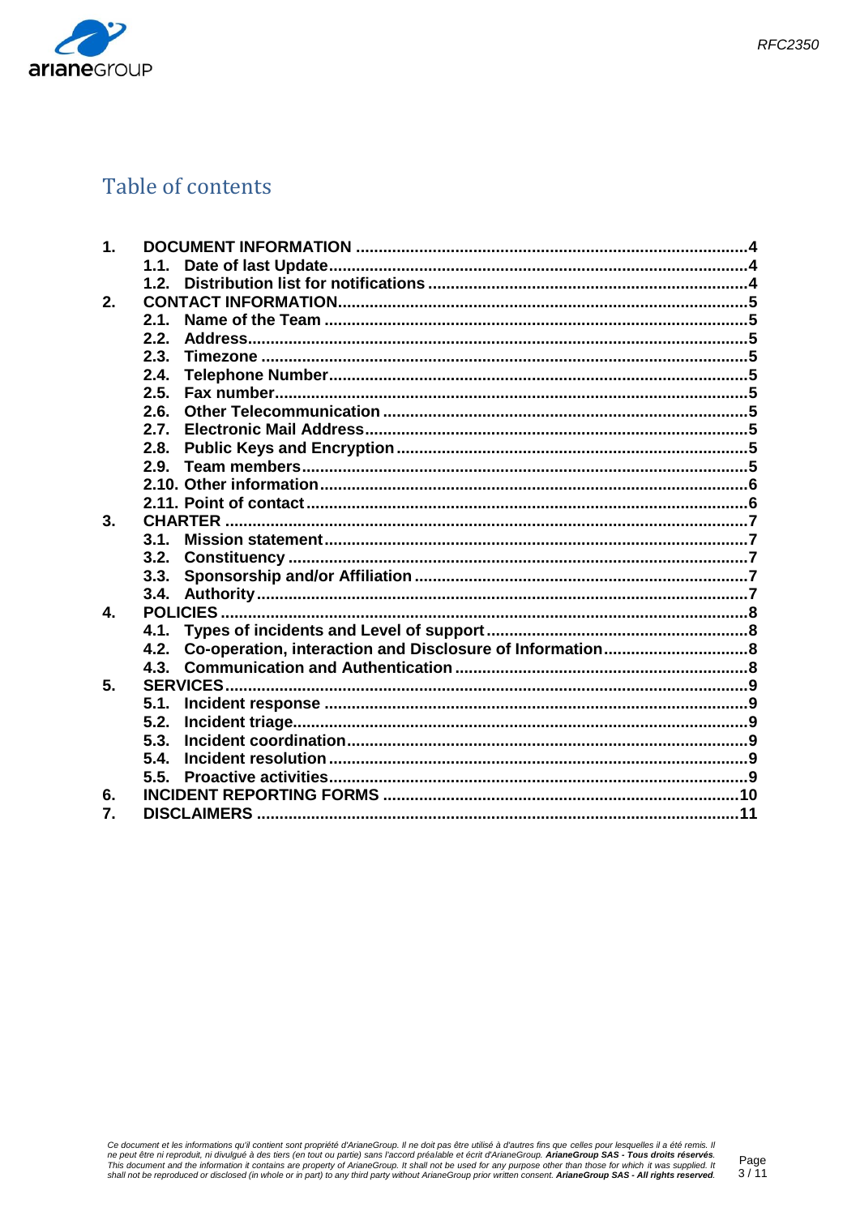# Table of contents

1. DOCUMENT INFORMATION ....... 4
   - 1.1. Date of last Update ....... 4
   - 1.2. Distribution list for notifications ....... 4
2. CONTACT INFORMATION ....... 5
   - 2.1. Name of the Team ....... 5
   - 2.2. Address ....... 5
   - 2.3. Timezone ....... 5
   - 2.4. Telephone Number ....... 5
   - 2.5. Fax number ....... 5
   - 2.6. Other Telecommunication ....... 5
   - 2.7. Electronic Mail Address ....... 5
   - 2.8. Public Keys and Encryption ....... 5
   - 2.9. Team members ....... 5
   - 2.10. Other information ....... 6
   - 2.11. Point of contact ....... 6
3. CHARTER ....... 7
   - 3.1. Mission statement ....... 7
   - 3.2. Constituency ....... 7
   - 3.3. Sponsorship and/or Affiliation ....... 7
   - 3.4. Authority ....... 7
4. POLICIES ....... 8
   - 4.1. Types of incidents and Level of support ....... 8
   - 4.2. Co-operation, interaction and Disclosure of Information ....... 8
   - 4.3. Communication and Authentication ....... 8
5. SERVICES ....... 9
   - 5.1. Incident response ....... 9
   - 5.2. Incident triage ....... 9
   - 5.3. Incident coordination ....... 9
   - 5.4. Incident resolution ....... 9
   - 5.5. Proactive activities ....... 9
6. INCIDENT REPORTING FORMS ....... 10
7. DISCLAIMERS ....... 11

*Ce document et les informations qu'il contient sont propriété d'ArianeGroup. Il ne doit pas être utilisé à d'autres fins que celles pour lesquelles il a été remis. Il ne peut être ni reproduit, ni divulgué à des tiers (en tout ou partie) sans l'accord préalable et écrit d'ArianeGroup.* ***ArianeGroup SAS - Tous droits réservés.*** *This document and the information it contains are property of ArianeGroup. It shall not be used for any purpose other than those for which it was supplied. It shall not be reproduced or disclosed (in whole or in part) to any third party without ArianeGroup prior written consent.* ***ArianeGroup SAS - All rights reserved.***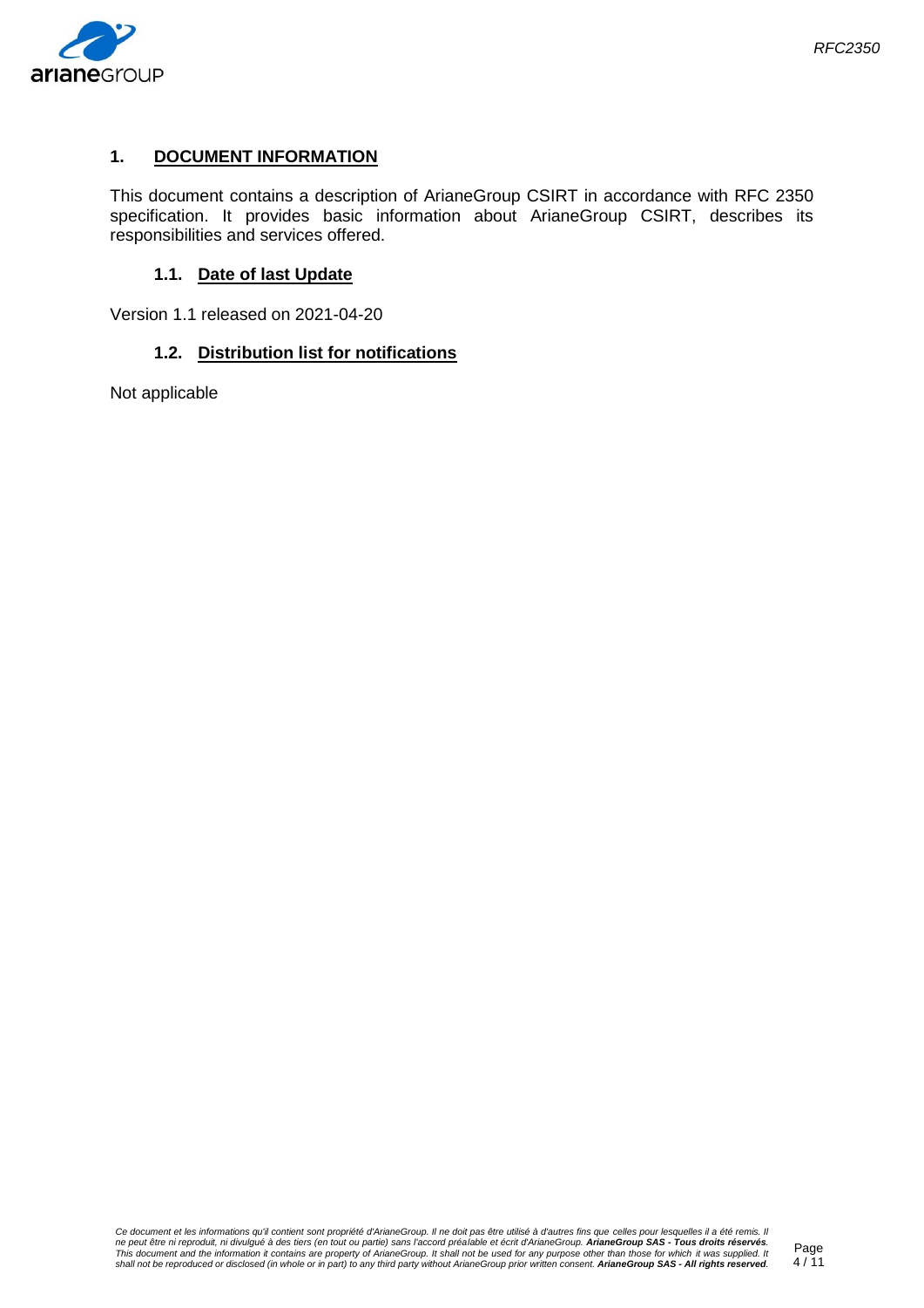# 1. DOCUMENT INFORMATION

This document contains a description of ArianeGroup CSIRT in accordance with RFC 2350 specification. It provides basic information about ArianeGroup CSIRT, describes its responsibilities and services offered.

## 1.1. Date of last Update

Version 1.1 released on 2021-04-20

## 1.2. Distribution list for notifications

Not applicable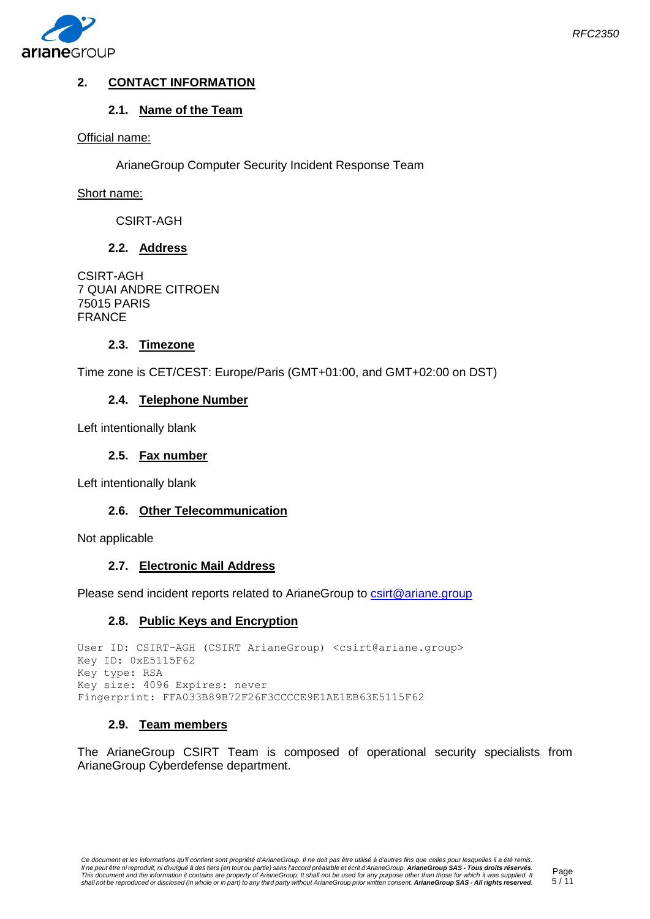## 2. CONTACT INFORMATION

### 2.1. Name of the Team

Official name:

ArianeGroup Computer Security Incident Response Team

Short name:

CSIRT-AGH

### 2.2. Address

CSIRT-AGH
7 QUAI ANDRE CITROEN
75015 PARIS
FRANCE

### 2.3. Timezone

Time zone is CET/CEST: Europe/Paris (GMT+01:00, and GMT+02:00 on DST)

### 2.4. Telephone Number

Left intentionally blank

### 2.5. Fax number

Left intentionally blank

### 2.6. Other Telecommunication

Not applicable

### 2.7. Electronic Mail Address

Please send incident reports related to ArianeGroup to csirt@ariane.group

### 2.8. Public Keys and Encryption

```
User ID: CSIRT-AGH (CSIRT ArianeGroup) <csirt@ariane.group>
Key ID: 0xE5115F62
Key type: RSA
Key size: 4096 Expires: never
Fingerprint: FFA033B89B72F26F3CCCCE9E1AE1EB63E5115F62
```

### 2.9. Team members

The ArianeGroup CSIRT Team is composed of operational security specialists from ArianeGroup Cyberdefense department.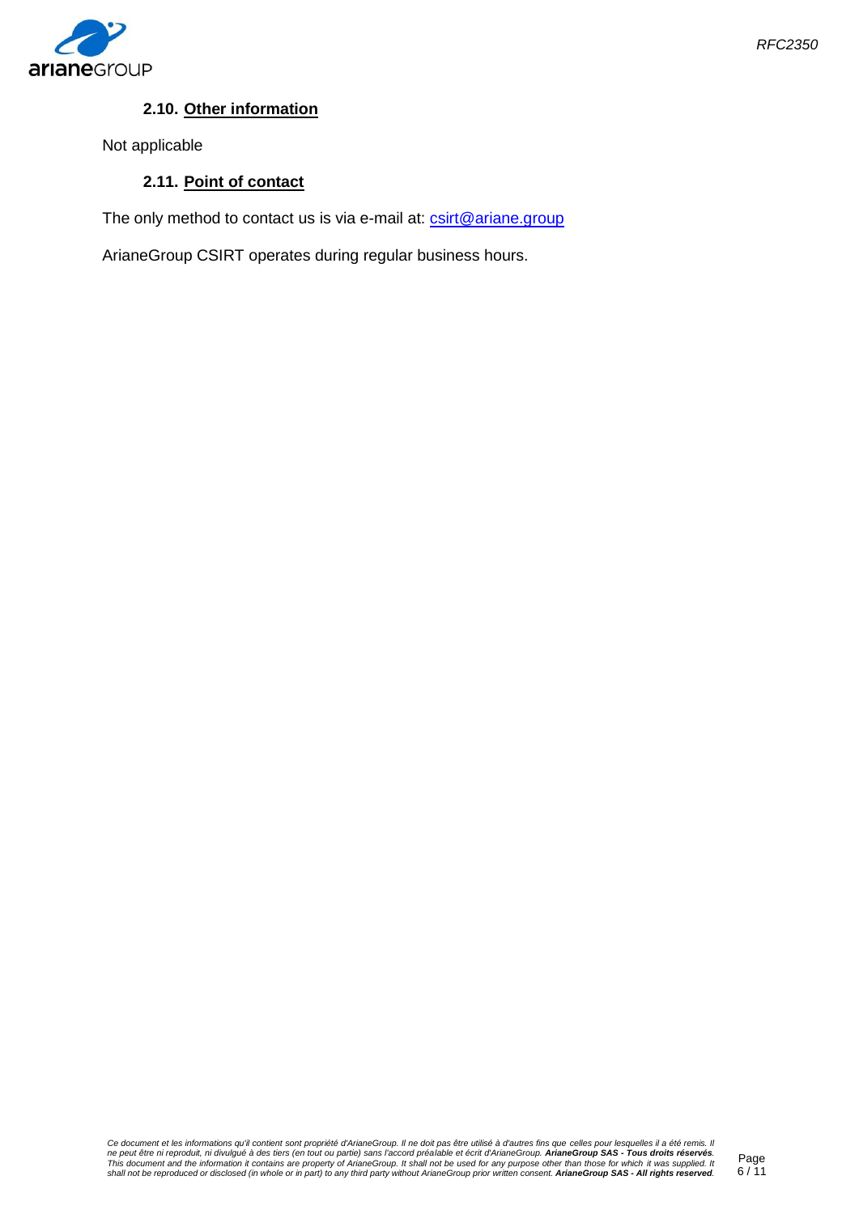### 2.10. Other information

Not applicable

### 2.11. Point of contact

The only method to contact us is via e-mail at: csirt@ariane.group

ArianeGroup CSIRT operates during regular business hours.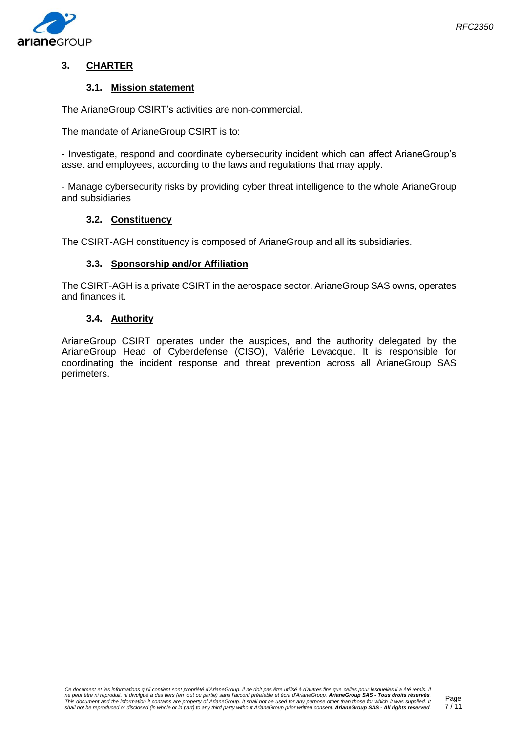# 3. CHARTER

## 3.1. Mission statement

The ArianeGroup CSIRT's activities are non-commercial.

The mandate of ArianeGroup CSIRT is to:

- Investigate, respond and coordinate cybersecurity incident which can affect ArianeGroup's asset and employees, according to the laws and regulations that may apply.

- Manage cybersecurity risks by providing cyber threat intelligence to the whole ArianeGroup and subsidiaries

## 3.2. Constituency

The CSIRT-AGH constituency is composed of ArianeGroup and all its subsidiaries.

## 3.3. Sponsorship and/or Affiliation

The CSIRT-AGH is a private CSIRT in the aerospace sector. ArianeGroup SAS owns, operates and finances it.

## 3.4. Authority

ArianeGroup CSIRT operates under the auspices, and the authority delegated by the ArianeGroup Head of Cyberdefense (CISO), Valérie Levacque. It is responsible for coordinating the incident response and threat prevention across all ArianeGroup SAS perimeters.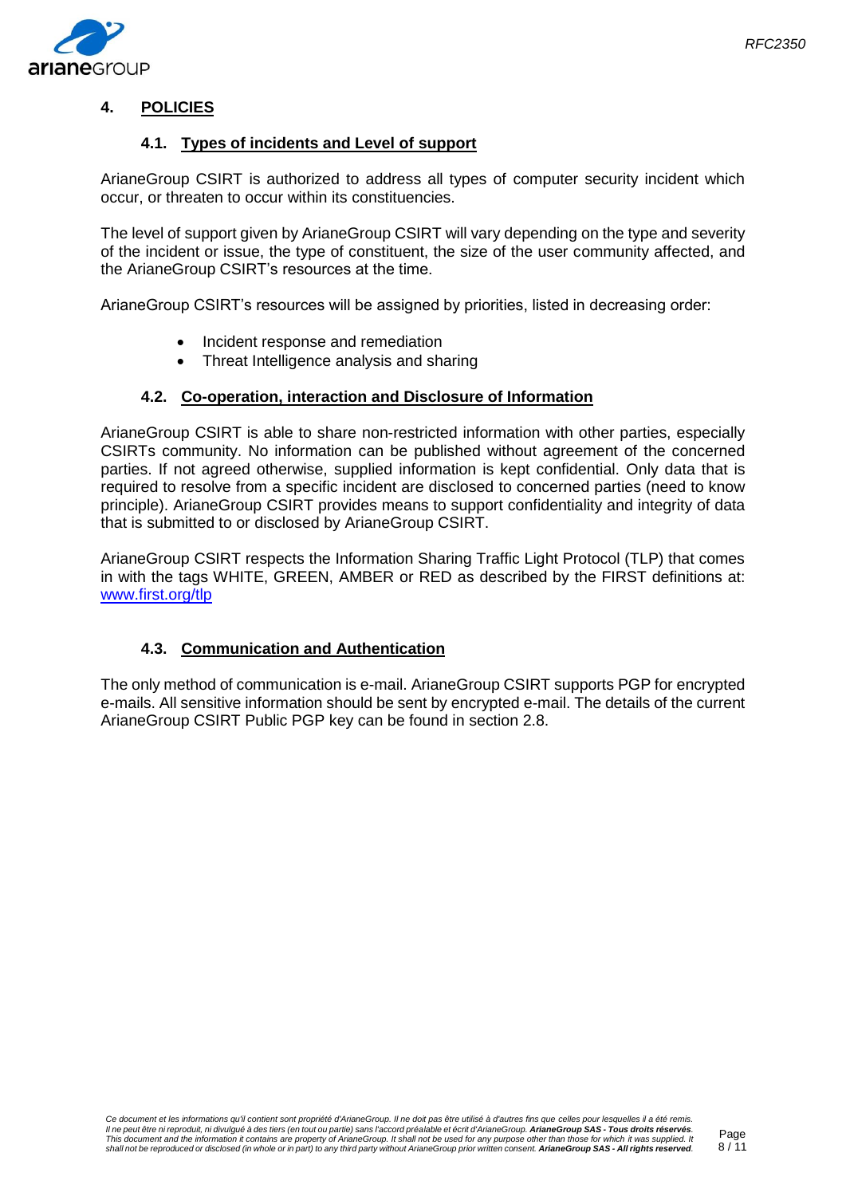# 4. POLICIES

## 4.1. Types of incidents and Level of support

ArianeGroup CSIRT is authorized to address all types of computer security incident which occur, or threaten to occur within its constituencies.

The level of support given by ArianeGroup CSIRT will vary depending on the type and severity of the incident or issue, the type of constituent, the size of the user community affected, and the ArianeGroup CSIRT's resources at the time.

ArianeGroup CSIRT's resources will be assigned by priorities, listed in decreasing order:

- Incident response and remediation
- Threat Intelligence analysis and sharing

## 4.2. Co-operation, interaction and Disclosure of Information

ArianeGroup CSIRT is able to share non-restricted information with other parties, especially CSIRTs community. No information can be published without agreement of the concerned parties. If not agreed otherwise, supplied information is kept confidential. Only data that is required to resolve from a specific incident are disclosed to concerned parties (need to know principle). ArianeGroup CSIRT provides means to support confidentiality and integrity of data that is submitted to or disclosed by ArianeGroup CSIRT.

ArianeGroup CSIRT respects the Information Sharing Traffic Light Protocol (TLP) that comes in with the tags WHITE, GREEN, AMBER or RED as described by the FIRST definitions at: www.first.org/tlp

## 4.3. Communication and Authentication

The only method of communication is e-mail. ArianeGroup CSIRT supports PGP for encrypted e-mails. All sensitive information should be sent by encrypted e-mail. The details of the current ArianeGroup CSIRT Public PGP key can be found in section 2.8.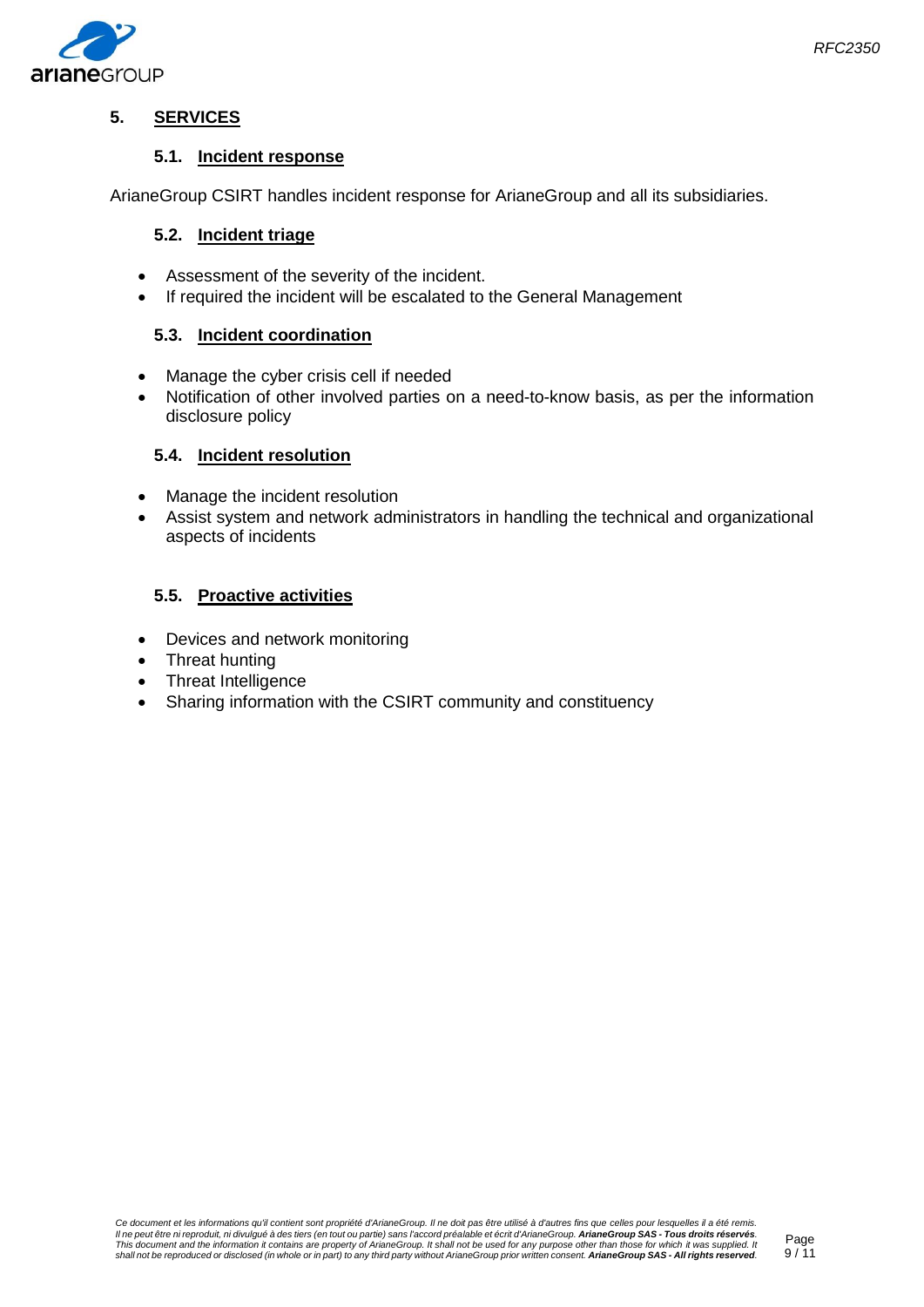# 5. SERVICES

## 5.1. Incident response

ArianeGroup CSIRT handles incident response for ArianeGroup and all its subsidiaries.

## 5.2. Incident triage

- Assessment of the severity of the incident.
- If required the incident will be escalated to the General Management

## 5.3. Incident coordination

- Manage the cyber crisis cell if needed
- Notification of other involved parties on a need-to-know basis, as per the information disclosure policy

## 5.4. Incident resolution

- Manage the incident resolution
- Assist system and network administrators in handling the technical and organizational aspects of incidents

## 5.5. Proactive activities

- Devices and network monitoring
- Threat hunting
- Threat Intelligence
- Sharing information with the CSIRT community and constituency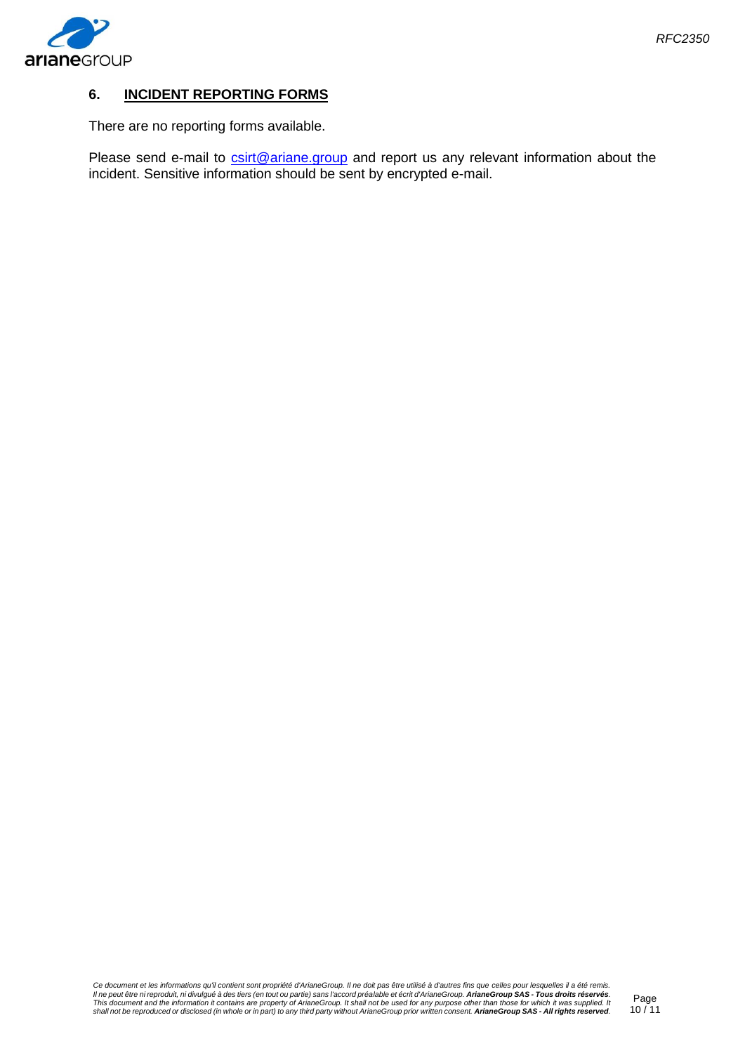## 6. INCIDENT REPORTING FORMS

There are no reporting forms available.

Please send e-mail to csirt@ariane.group and report us any relevant information about the incident. Sensitive information should be sent by encrypted e-mail.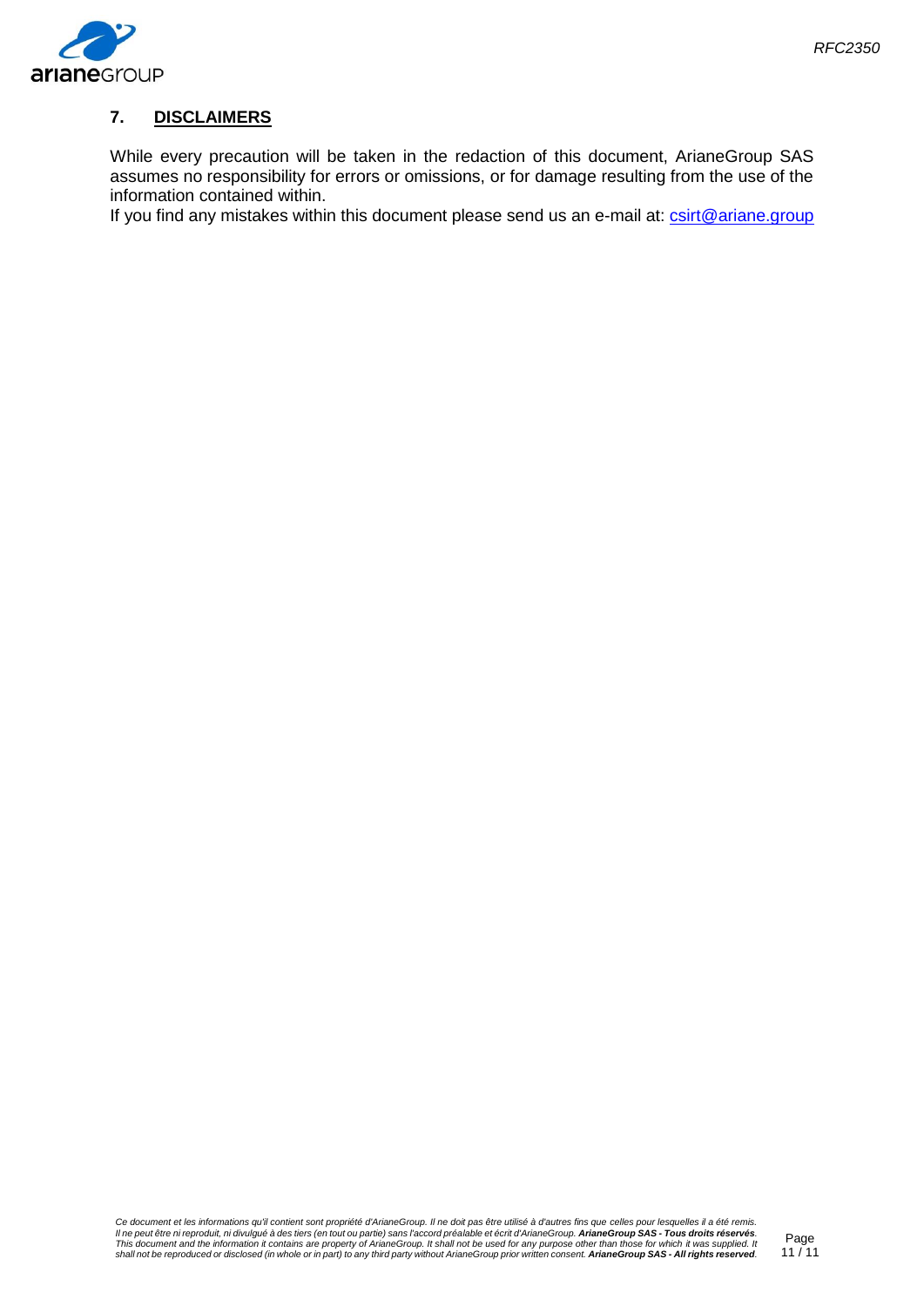## 7. DISCLAIMERS

While every precaution will be taken in the redaction of this document, ArianeGroup SAS assumes no responsibility for errors or omissions, or for damage resulting from the use of the information contained within.
If you find any mistakes within this document please send us an e-mail at: csirt@ariane.group